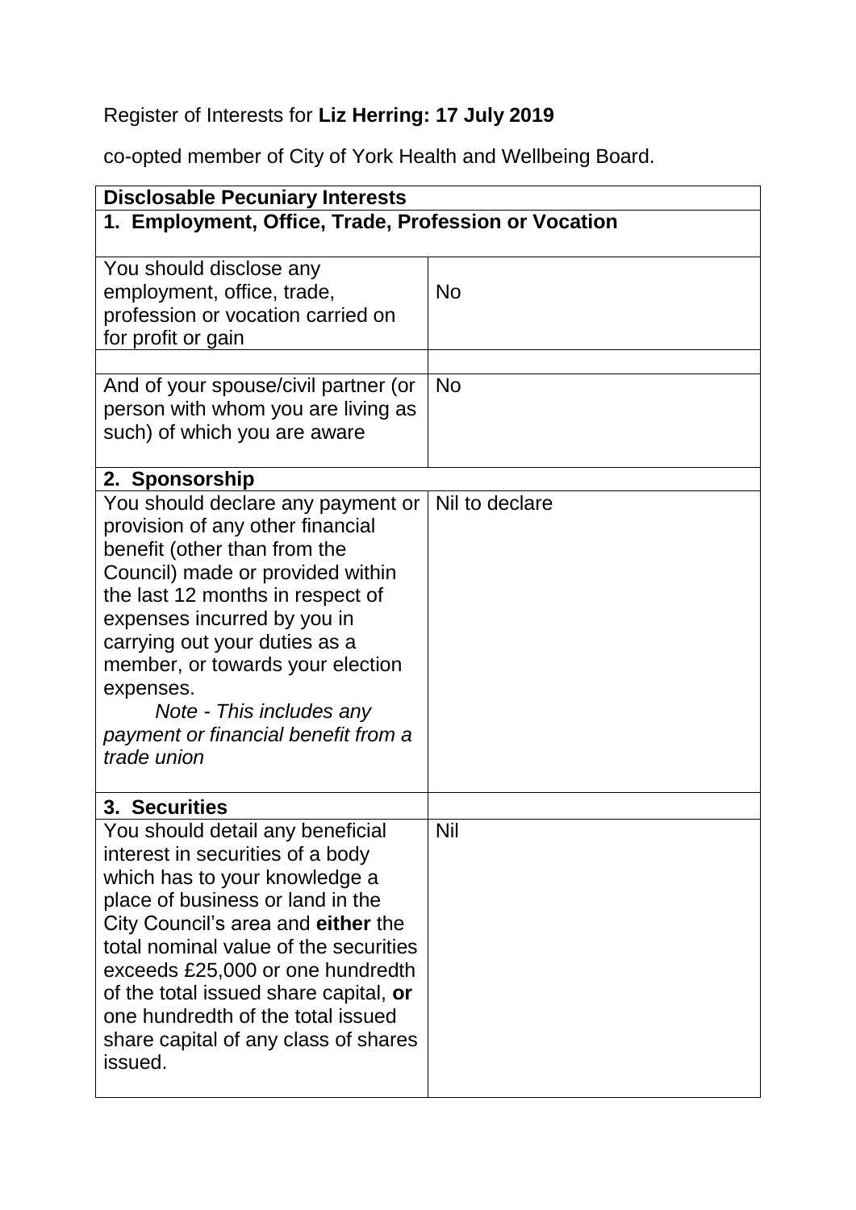Register of Interests for **Liz Herring: 17 July 2019**

co-opted member of City of York Health and Wellbeing Board.

| **Disclosable Pecuniary Interests** | |
|---|---|
| **1. Employment, Office, Trade, Profession or Vocation** | |
| You should disclose any employment, office, trade, profession or vocation carried on for profit or gain | No |
| | |
| And of your spouse/civil partner (or person with whom you are living as such) of which you are aware | No |
| **2. Sponsorship** | |
| You should declare any payment or provision of any other financial benefit (other than from the Council) made or provided within the last 12 months in respect of expenses incurred by you in carrying out your duties as a member, or towards your election expenses. *Note - This includes any payment or financial benefit from a trade union* | Nil to declare |
| **3. Securities** | |
| You should detail any beneficial interest in securities of a body which has to your knowledge a place of business or land in the City Council's area and **either** the total nominal value of the securities exceeds £25,000 or one hundredth of the total issued share capital, **or** one hundredth of the total issued share capital of any class of shares issued. | Nil |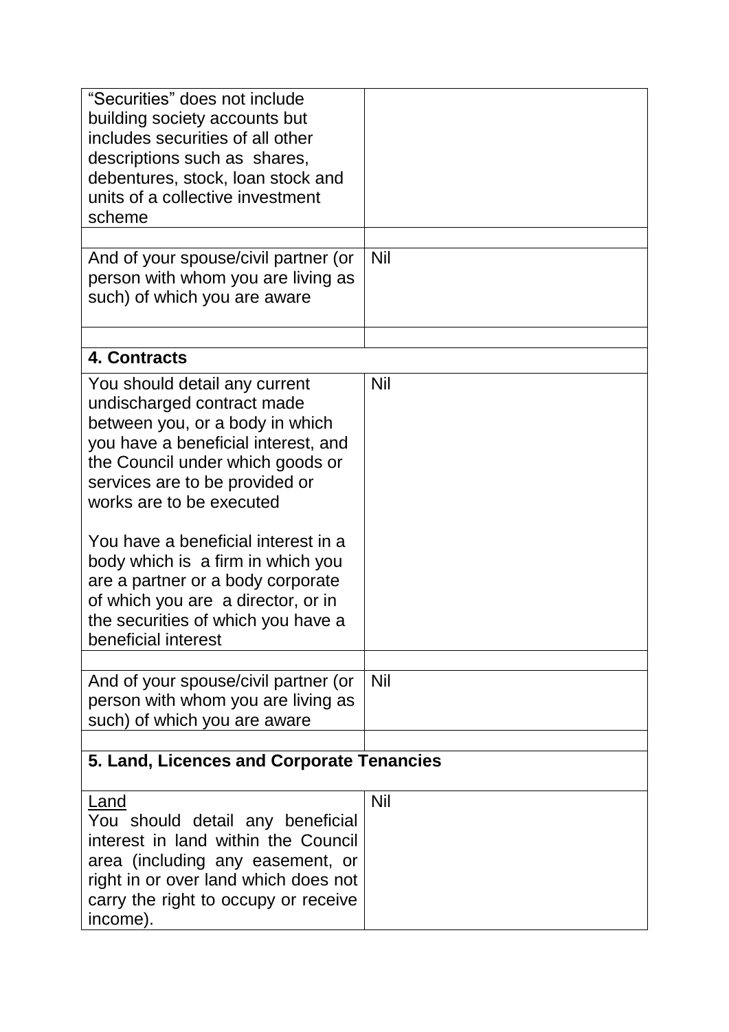| | |
|---|---|
| "Securities" does not include building society accounts but includes securities of all other descriptions such as shares, debentures, stock, loan stock and units of a collective investment scheme | |
| | |
| And of your spouse/civil partner (or person with whom you are living as such) of which you are aware | Nil |
| | |
| **4. Contracts** | |
| You should detail any current undischarged contract made between you, or a body in which you have a beneficial interest, and the Council under which goods or services are to be provided or works are to be executed<br><br>You have a beneficial interest in a body which is a firm in which you are a partner or a body corporate of which you are a director, or in the securities of which you have a beneficial interest | Nil |
| | |
| And of your spouse/civil partner (or person with whom you are living as such) of which you are aware | Nil |
| | |
| **5. Land, Licences and Corporate Tenancies** | |
| <u>Land</u><br>You should detail any beneficial interest in land within the Council area (including any easement, or right in or over land which does not carry the right to occupy or receive income). | Nil |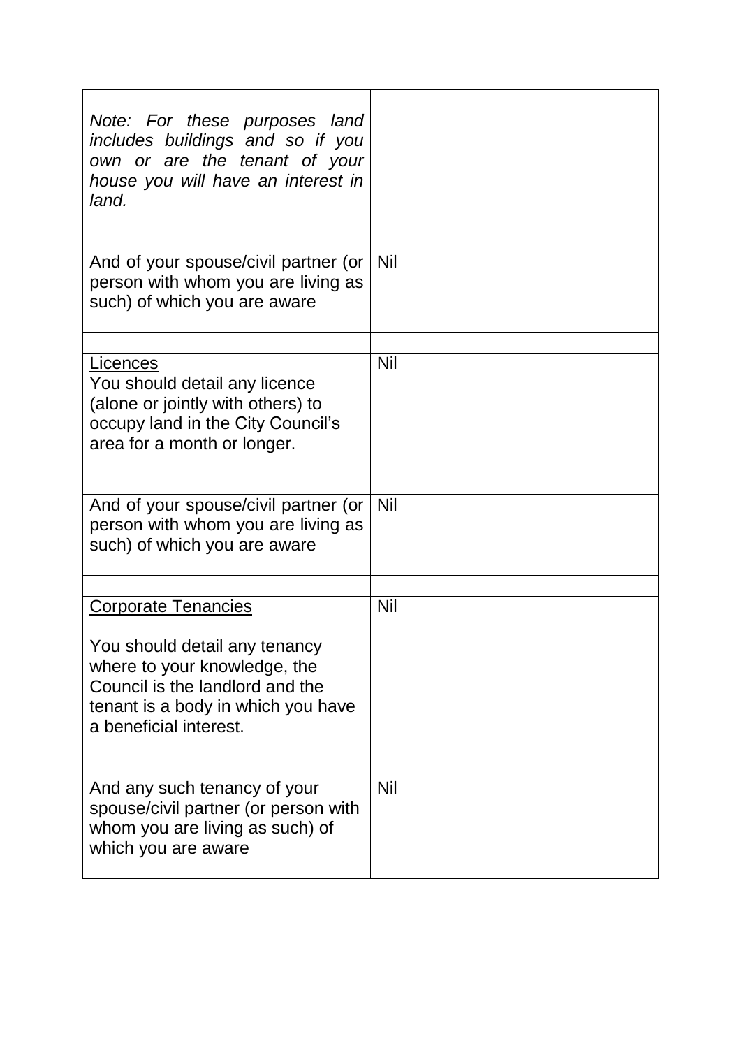| | |
|---|---|
| *Note: For these purposes land includes buildings and so if you own or are the tenant of your house you will have an interest in land.* | |
| | |
| And of your spouse/civil partner (or person with whom you are living as such) of which you are aware | Nil |
| | |
| <u>Licences</u><br>You should detail any licence (alone or jointly with others) to occupy land in the City Council's area for a month or longer. | Nil |
| | |
| And of your spouse/civil partner (or person with whom you are living as such) of which you are aware | Nil |
| | |
| <u>Corporate Tenancies</u><br><br>You should detail any tenancy where to your knowledge, the Council is the landlord and the tenant is a body in which you have a beneficial interest. | Nil |
| | |
| And any such tenancy of your spouse/civil partner (or person with whom you are living as such) of which you are aware | Nil |